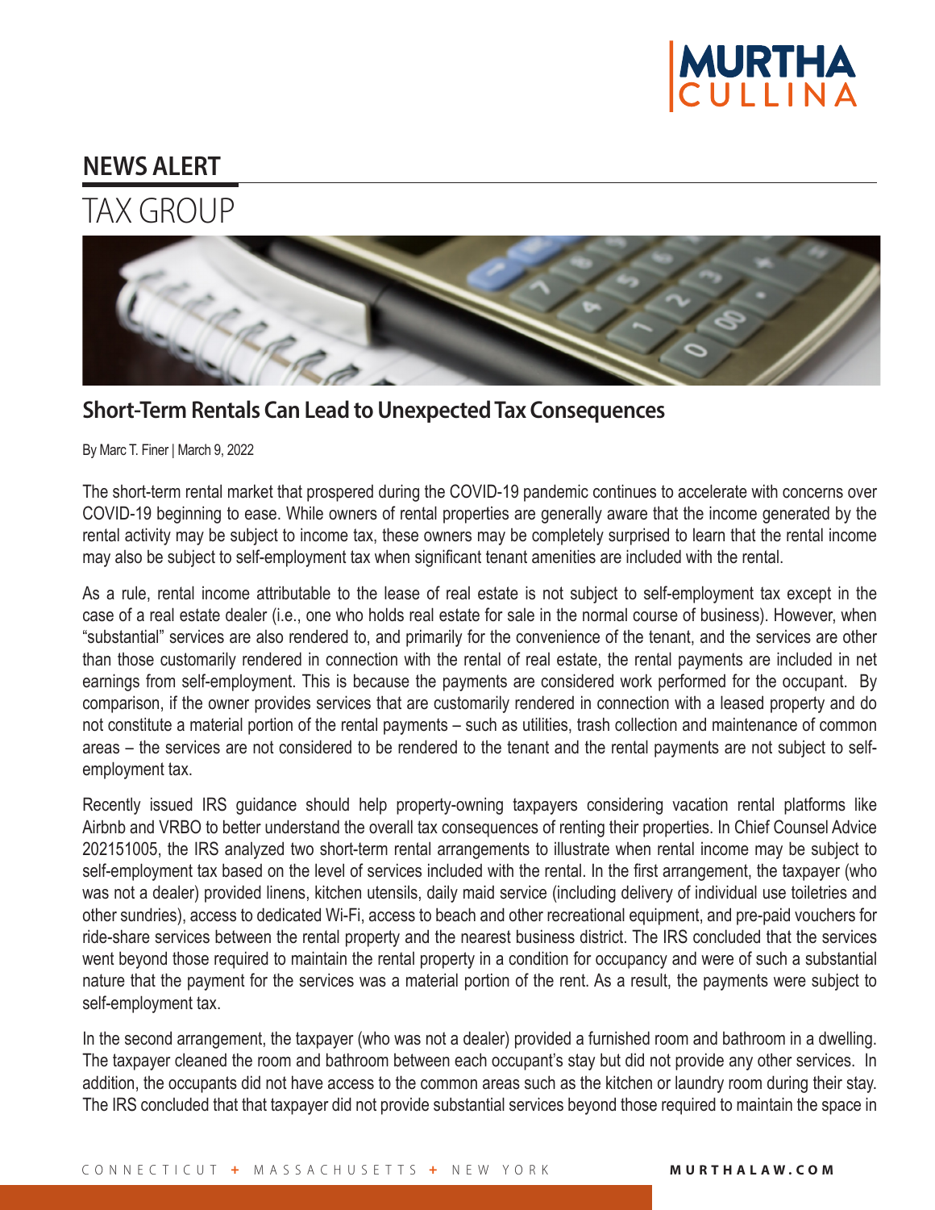MURTHA CULLINA

## NEWS ALERT

# TAX GROUP

## Short-Term Rentals Can Lead to Unexpected Tax Consequences

By Marc T. Finer | March 9, 2022

The short-term rental market that prospered during the COVID-19 pandemic continues to accelerate with concerns over COVID-19 beginning to ease. While owners of rental properties are generally aware that the income generated by the rental activity may be subject to income tax, these owners may be completely surprised to learn that the rental income may also be subject to self-employment tax when significant tenant amenities are included with the rental.

As a rule, rental income attributable to the lease of real estate is not subject to self-employment tax except in the case of a real estate dealer (i.e., one who holds real estate for sale in the normal course of business). However, when "substantial" services are also rendered to, and primarily for the convenience of the tenant, and the services are other than those customarily rendered in connection with the rental of real estate, the rental payments are included in net earnings from self-employment. This is because the payments are considered work performed for the occupant. By comparison, if the owner provides services that are customarily rendered in connection with a leased property and do not constitute a material portion of the rental payments – such as utilities, trash collection and maintenance of common areas – the services are not considered to be rendered to the tenant and the rental payments are not subject to self-employment tax.

Recently issued IRS guidance should help property-owning taxpayers considering vacation rental platforms like Airbnb and VRBO to better understand the overall tax consequences of renting their properties. In Chief Counsel Advice 202151005, the IRS analyzed two short-term rental arrangements to illustrate when rental income may be subject to self-employment tax based on the level of services included with the rental. In the first arrangement, the taxpayer (who was not a dealer) provided linens, kitchen utensils, daily maid service (including delivery of individual use toiletries and other sundries), access to dedicated Wi-Fi, access to beach and other recreational equipment, and pre-paid vouchers for ride-share services between the rental property and the nearest business district. The IRS concluded that the services went beyond those required to maintain the rental property in a condition for occupancy and were of such a substantial nature that the payment for the services was a material portion of the rent. As a result, the payments were subject to self-employment tax.

In the second arrangement, the taxpayer (who was not a dealer) provided a furnished room and bathroom in a dwelling. The taxpayer cleaned the room and bathroom between each occupant's stay but did not provide any other services. In addition, the occupants did not have access to the common areas such as the kitchen or laundry room during their stay. The IRS concluded that that taxpayer did not provide substantial services beyond those required to maintain the space in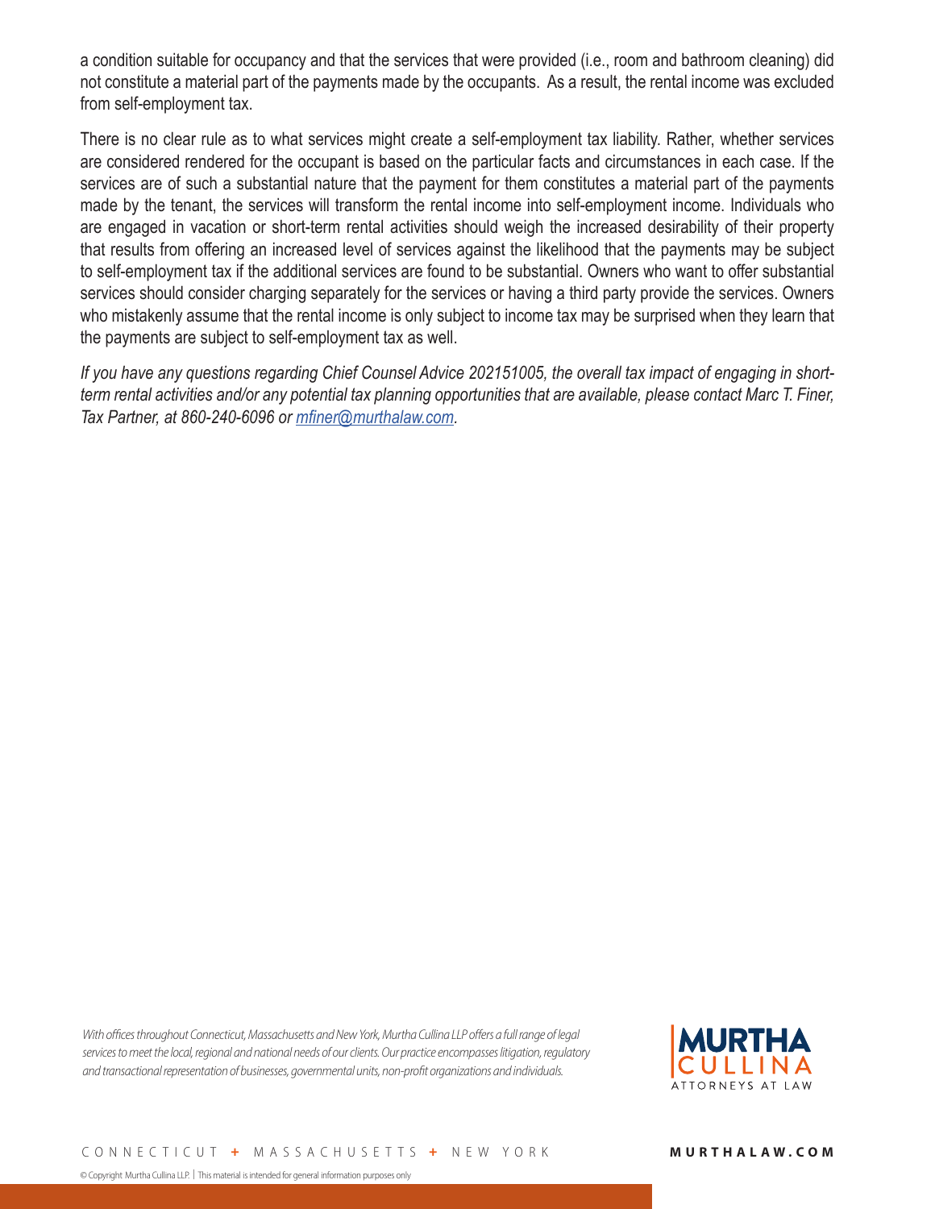a condition suitable for occupancy and that the services that were provided (i.e., room and bathroom cleaning) did not constitute a material part of the payments made by the occupants. As a result, the rental income was excluded from self-employment tax.

There is no clear rule as to what services might create a self-employment tax liability. Rather, whether services are considered rendered for the occupant is based on the particular facts and circumstances in each case. If the services are of such a substantial nature that the payment for them constitutes a material part of the payments made by the tenant, the services will transform the rental income into self-employment income. Individuals who are engaged in vacation or short-term rental activities should weigh the increased desirability of their property that results from offering an increased level of services against the likelihood that the payments may be subject to self-employment tax if the additional services are found to be substantial. Owners who want to offer substantial services should consider charging separately for the services or having a third party provide the services. Owners who mistakenly assume that the rental income is only subject to income tax may be surprised when they learn that the payments are subject to self-employment tax as well.

*If you have any questions regarding Chief Counsel Advice 202151005, the overall tax impact of engaging in short-term rental activities and/or any potential tax planning opportunities that are available, please contact Marc T. Finer, Tax Partner, at 860-240-6096 or [mfiner@murthalaw.com](mailto:mfiner@murthalaw.com).*

*With offices throughout Connecticut, Massachusetts and New York, Murtha Cullina LLP offers a full range of legal services to meet the local, regional and national needs of our clients. Our practice encompasses litigation, regulatory and transactional representation of businesses, governmental units, non-profit organizations and individuals.*

MURTHA CULLINA
ATTORNEYS AT LAW

CONNECTICUT + MASSACHUSETTS + NEW YORK

**MURTHALAW.COM**

© Copyright Murtha Cullina LLP. | This material is intended for general information purposes only